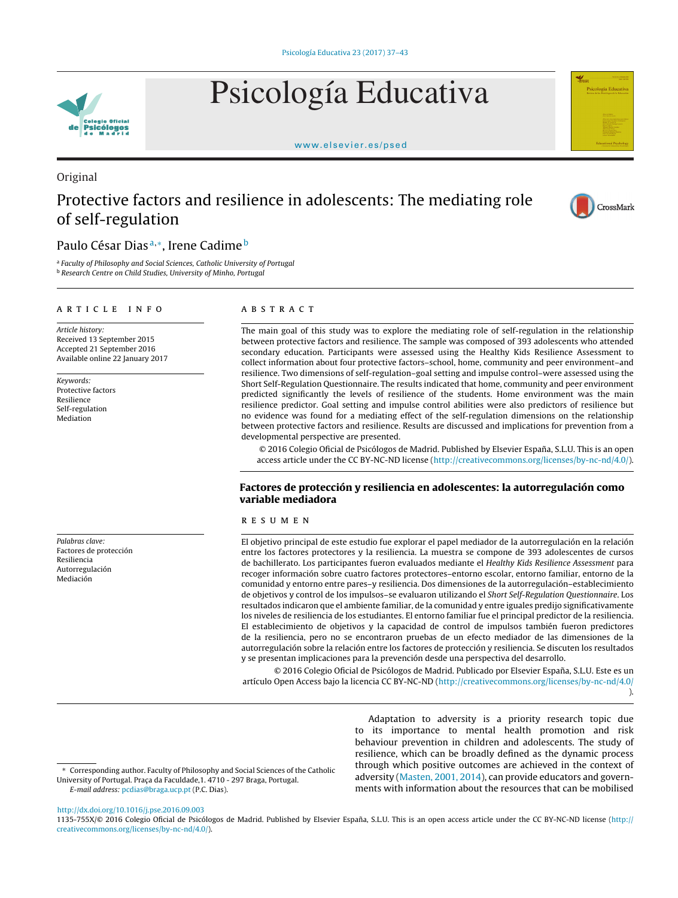Original

# Protective factors and resilience in adolescents: The mediating role of self-regulation

Paulo César Dias[a,*], Irene Cadime[b]

[a] Faculty of Philosophy and Social Sciences, Catholic University of Portugal
[b] Research Centre on Child Studies, University of Minho, Portugal

## ARTICLE INFO

*Article history:*
Received 13 September 2015
Accepted 21 September 2016
Available online 22 January 2017

*Keywords:*
Protective factors
Resilience
Self-regulation
Mediation

## ABSTRACT

The main goal of this study was to explore the mediating role of self-regulation in the relationship between protective factors and resilience. The sample was composed of 393 adolescents who attended secondary education. Participants were assessed using the Healthy Kids Resilience Assessment to collect information about four protective factors–school, home, community and peer environment–and resilience. Two dimensions of self-regulation–goal setting and impulse control–were assessed using the Short Self-Regulation Questionnaire. The results indicated that home, community and peer environment predicted significantly the levels of resilience of the students. Home environment was the main resilience predictor. Goal setting and impulse control abilities were also predictors of resilience but no evidence was found for a mediating effect of the self-regulation dimensions on the relationship between protective factors and resilience. Results are discussed and implications for prevention from a developmental perspective are presented.

© 2016 Colegio Oficial de Psicólogos de Madrid. Published by Elsevier España, S.L.U. This is an open access article under the CC BY-NC-ND license (http://creativecommons.org/licenses/by-nc-nd/4.0/).

## Factores de protección y resiliencia en adolescentes: la autorregulación como variable mediadora

*Palabras clave:*
Factores de protección
Resiliencia
Autorregulación
Mediación

## RESUMEN

El objetivo principal de este estudio fue explorar el papel mediador de la autorregulación en la relación entre los factores protectores y la resiliencia. La muestra se compone de 393 adolescentes de cursos de bachillerato. Los participantes fueron evaluados mediante el *Healthy Kids Resilience Assessment* para recoger información sobre cuatro factores protectores–entorno escolar, entorno familiar, entorno de la comunidad y entorno entre pares–y resiliencia. Dos dimensiones de la autorregulación–establecimiento de objetivos y control de los impulsos–se evaluaron utilizando el *Short Self-Regulation Questionnaire*. Los resultados indicaron que el ambiente familiar, de la comunidad y entre iguales predijo significativamente los niveles de resiliencia de los estudiantes. El entorno familiar fue el principal predictor de la resiliencia. El establecimiento de objetivos y la capacidad de control de impulsos también fueron predictores de la resiliencia, pero no se encontraron pruebas de un efecto mediador de las dimensiones de la autorregulación sobre la relación entre los factores de protección y resiliencia. Se discuten los resultados y se presentan implicaciones para la prevención desde una perspectiva del desarrollo.

© 2016 Colegio Oficial de Psicólogos de Madrid. Publicado por Elsevier España, S.L.U. Este es un artículo Open Access bajo la licencia CC BY-NC-ND (http://creativecommons.org/licenses/by-nc-nd/4.0/).

Adaptation to adversity is a priority research topic due to its importance to mental health promotion and risk behaviour prevention in children and adolescents. The study of resilience, which can be broadly defined as the dynamic process through which positive outcomes are achieved in the context of adversity (Masten, 2001, 2014), can provide educators and governments with information about the resources that can be mobilised

\* Corresponding author. Faculty of Philosophy and Social Sciences of the Catholic University of Portugal. Praça da Faculdade,1. 4710 - 297 Braga, Portugal.
*E-mail address:* pcdias@braga.ucp.pt (P.C. Dias).

http://dx.doi.org/10.1016/j.pse.2016.09.003
1135-755X/© 2016 Colegio Oficial de Psicólogos de Madrid. Published by Elsevier España, S.L.U. This is an open access article under the CC BY-NC-ND license (http://creativecommons.org/licenses/by-nc-nd/4.0/).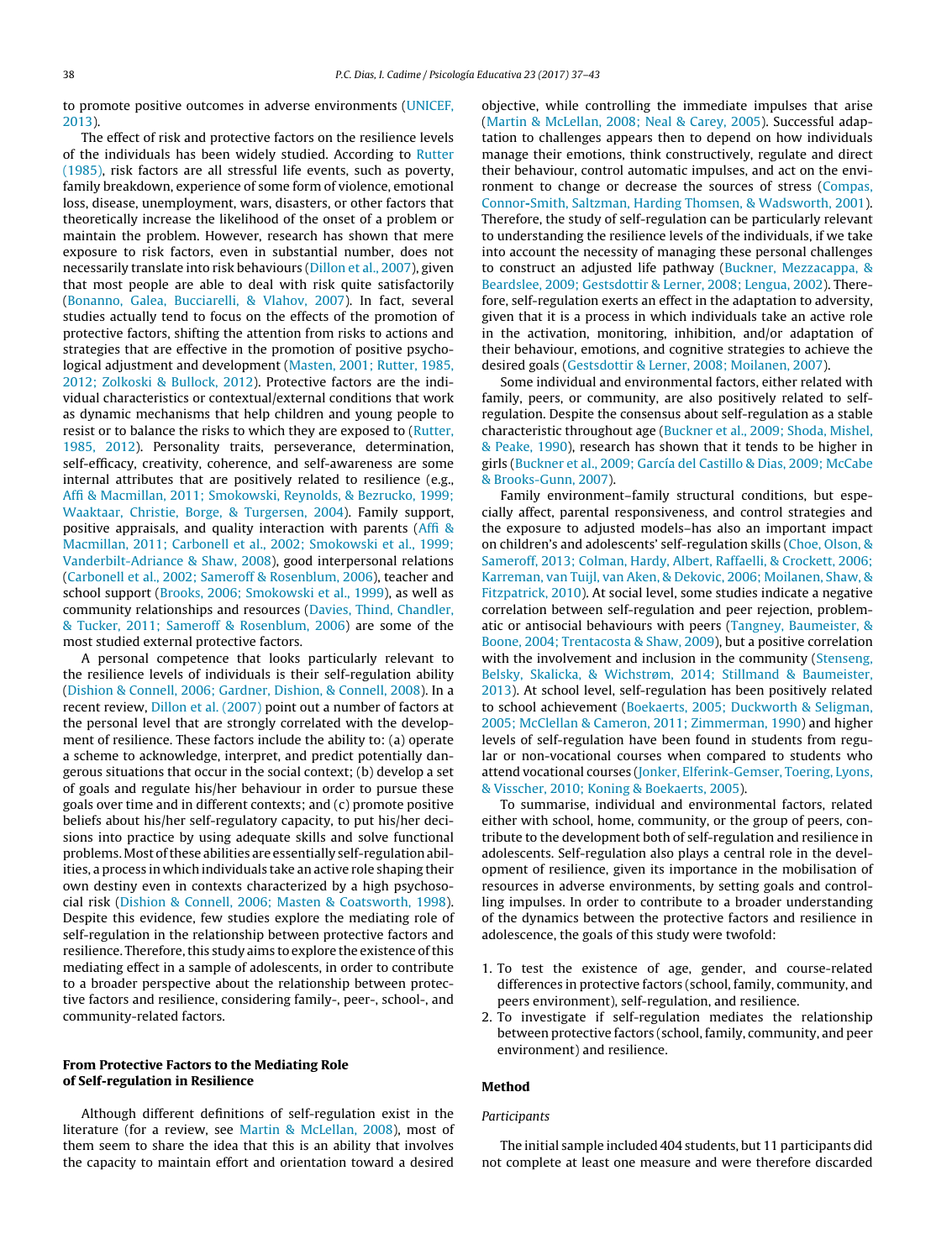to promote positive outcomes in adverse environments (UNICEF, 2013).

The effect of risk and protective factors on the resilience levels of the individuals has been widely studied. According to Rutter (1985), risk factors are all stressful life events, such as poverty, family breakdown, experience of some form of violence, emotional loss, disease, unemployment, wars, disasters, or other factors that theoretically increase the likelihood of the onset of a problem or maintain the problem. However, research has shown that mere exposure to risk factors, even in substantial number, does not necessarily translate into risk behaviours (Dillon et al., 2007), given that most people are able to deal with risk quite satisfactorily (Bonanno, Galea, Bucciarelli, & Vlahov, 2007). In fact, several studies actually tend to focus on the effects of the promotion of protective factors, shifting the attention from risks to actions and strategies that are effective in the promotion of positive psychological adjustment and development (Masten, 2001; Rutter, 1985, 2012; Zolkoski & Bullock, 2012). Protective factors are the individual characteristics or contextual/external conditions that work as dynamic mechanisms that help children and young people to resist or to balance the risks to which they are exposed to (Rutter, 1985, 2012). Personality traits, perseverance, determination, self-efficacy, creativity, coherence, and self-awareness are some internal attributes that are positively related to resilience (e.g., Affi & Macmillan, 2011; Smokowski, Reynolds, & Bezrucko, 1999; Waaktaar, Christie, Borge, & Turgersen, 2004). Family support, positive appraisals, and quality interaction with parents (Affi & Macmillan, 2011; Carbonell et al., 2002; Smokowski et al., 1999; Vanderbilt-Adriance & Shaw, 2008), good interpersonal relations (Carbonell et al., 2002; Sameroff & Rosenblum, 2006), teacher and school support (Brooks, 2006; Smokowski et al., 1999), as well as community relationships and resources (Davies, Thind, Chandler, & Tucker, 2011; Sameroff & Rosenblum, 2006) are some of the most studied external protective factors.

A personal competence that looks particularly relevant to the resilience levels of individuals is their self-regulation ability (Dishion & Connell, 2006; Gardner, Dishion, & Connell, 2008). In a recent review, Dillon et al. (2007) point out a number of factors at the personal level that are strongly correlated with the development of resilience. These factors include the ability to: (a) operate a scheme to acknowledge, interpret, and predict potentially dangerous situations that occur in the social context; (b) develop a set of goals and regulate his/her behaviour in order to pursue these goals over time and in different contexts; and (c) promote positive beliefs about his/her self-regulatory capacity, to put his/her decisions into practice by using adequate skills and solve functional problems. Most of these abilities are essentially self-regulation abilities, a process in which individuals take an active role shaping their own destiny even in contexts characterized by a high psychosocial risk (Dishion & Connell, 2006; Masten & Coatsworth, 1998). Despite this evidence, few studies explore the mediating role of self-regulation in the relationship between protective factors and resilience. Therefore, this study aims to explore the existence of this mediating effect in a sample of adolescents, in order to contribute to a broader perspective about the relationship between protective factors and resilience, considering family-, peer-, school-, and community-related factors.

## From Protective Factors to the Mediating Role of Self-regulation in Resilience

Although different definitions of self-regulation exist in the literature (for a review, see Martin & McLellan, 2008), most of them seem to share the idea that this is an ability that involves the capacity to maintain effort and orientation toward a desired objective, while controlling the immediate impulses that arise (Martin & McLellan, 2008; Neal & Carey, 2005). Successful adaptation to challenges appears then to depend on how individuals manage their emotions, think constructively, regulate and direct their behaviour, control automatic impulses, and act on the environment to change or decrease the sources of stress (Compas, Connor-Smith, Saltzman, Harding Thomsen, & Wadsworth, 2001). Therefore, the study of self-regulation can be particularly relevant to understanding the resilience levels of the individuals, if we take into account the necessity of managing these personal challenges to construct an adjusted life pathway (Buckner, Mezzacappa, & Beardslee, 2009; Gestsdottir & Lerner, 2008; Lengua, 2002). Therefore, self-regulation exerts an effect in the adaptation to adversity, given that it is a process in which individuals take an active role in the activation, monitoring, inhibition, and/or adaptation of their behaviour, emotions, and cognitive strategies to achieve the desired goals (Gestsdottir & Lerner, 2008; Moilanen, 2007).

Some individual and environmental factors, either related with family, peers, or community, are also positively related to self-regulation. Despite the consensus about self-regulation as a stable characteristic throughout age (Buckner et al., 2009; Shoda, Mishel, & Peake, 1990), research has shown that it tends to be higher in girls (Buckner et al., 2009; García del Castillo & Dias, 2009; McCabe & Brooks-Gunn, 2007).

Family environment–family structural conditions, but especially affect, parental responsiveness, and control strategies and the exposure to adjusted models–has also an important impact on children's and adolescents' self-regulation skills (Choe, Olson, & Sameroff, 2013; Colman, Hardy, Albert, Raffaelli, & Crockett, 2006; Karreman, van Tuijl, van Aken, & Dekovic, 2006; Moilanen, Shaw, & Fitzpatrick, 2010). At social level, some studies indicate a negative correlation between self-regulation and peer rejection, problematic or antisocial behaviours with peers (Tangney, Baumeister, & Boone, 2004; Trentacosta & Shaw, 2009), but a positive correlation with the involvement and inclusion in the community (Stenseng, Belsky, Skalicka, & Wichstrøm, 2014; Stillmand & Baumeister, 2013). At school level, self-regulation has been positively related to school achievement (Boekaerts, 2005; Duckworth & Seligman, 2005; McClellan & Cameron, 2011; Zimmerman, 1990) and higher levels of self-regulation have been found in students from regular or non-vocational courses when compared to students who attend vocational courses (Jonker, Elferink-Gemser, Toering, Lyons, & Visscher, 2010; Koning & Boekaerts, 2005).

To summarise, individual and environmental factors, related either with school, home, community, or the group of peers, contribute to the development both of self-regulation and resilience in adolescents. Self-regulation also plays a central role in the development of resilience, given its importance in the mobilisation of resources in adverse environments, by setting goals and controlling impulses. In order to contribute to a broader understanding of the dynamics between the protective factors and resilience in adolescence, the goals of this study were twofold:

1. To test the existence of age, gender, and course-related differences in protective factors (school, family, community, and peers environment), self-regulation, and resilience.
2. To investigate if self-regulation mediates the relationship between protective factors (school, family, community, and peer environment) and resilience.

## Method

### Participants

The initial sample included 404 students, but 11 participants did not complete at least one measure and were therefore discarded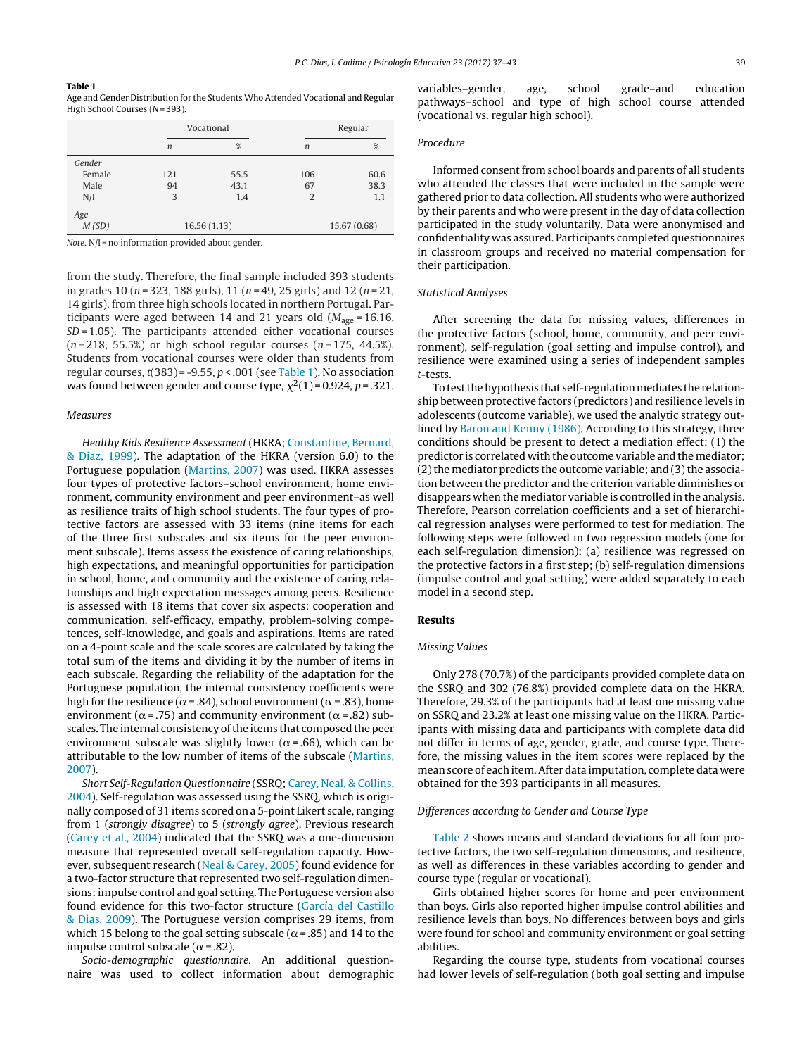**Table 1**
Age and Gender Distribution for the Students Who Attended Vocational and Regular High School Courses (*N* = 393).

| | Vocational | | Regular | |
|---|---|---|---|---|
| | *n* | % | *n* | % |
| *Gender* | | | | |
| Female | 121 | 55.5 | 106 | 60.6 |
| Male | 94 | 43.1 | 67 | 38.3 |
| N/I | 3 | 1.4 | 2 | 1.1 |
| *Age* | | | | |
| *M (SD)* | 16.56 (1.13) | | 15.67 (0.68) | |

*Note.* N/I = no information provided about gender.

from the study. Therefore, the final sample included 393 students in grades 10 ($n$ = 323, 188 girls), 11 ($n$ = 49, 25 girls) and 12 ($n$ = 21, 14 girls), from three high schools located in northern Portugal. Participants were aged between 14 and 21 years old ($M_{age}$ = 16.16, $SD$ = 1.05). The participants attended either vocational courses ($n$ = 218, 55.5%) or high school regular courses ($n$ = 175, 44.5%). Students from vocational courses were older than students from regular courses, $t(383)$ = -9.55, $p$ < .001 (see Table 1). No association was found between gender and course type, $\chi^2(1)$ = 0.924, $p$ = .321.

### Measures

*Healthy Kids Resilience Assessment* (HKRA; Constantine, Bernard, & Diaz, 1999). The adaptation of the HKRA (version 6.0) to the Portuguese population (Martins, 2007) was used. HKRA assesses four types of protective factors–school environment, home environment, community environment and peer environment–as well as resilience traits of high school students. The four types of protective factors are assessed with 33 items (nine items for each of the three first subscales and six items for the peer environment subscale). Items assess the existence of caring relationships, high expectations, and meaningful opportunities for participation in school, home, and community and the existence of caring relationships and high expectation messages among peers. Resilience is assessed with 18 items that cover six aspects: cooperation and communication, self-efficacy, empathy, problem-solving competences, self-knowledge, and goals and aspirations. Items are rated on a 4-point scale and the scale scores are calculated by taking the total sum of the items and dividing it by the number of items in each subscale. Regarding the reliability of the adaptation for the Portuguese population, the internal consistency coefficients were high for the resilience ($\alpha$ = .84), school environment ($\alpha$ = .83), home environment ($\alpha$ = .75) and community environment ($\alpha$ = .82) subscales. The internal consistency of the items that composed the peer environment subscale was slightly lower ($\alpha$ = .66), which can be attributable to the low number of items of the subscale (Martins, 2007).

*Short Self-Regulation Questionnaire* (SSRQ; Carey, Neal, & Collins, 2004). Self-regulation was assessed using the SSRQ, which is originally composed of 31 items scored on a 5-point Likert scale, ranging from 1 (*strongly disagree*) to 5 (*strongly agree*). Previous research (Carey et al., 2004) indicated that the SSRQ was a one-dimension measure that represented overall self-regulation capacity. However, subsequent research (Neal & Carey, 2005) found evidence for a two-factor structure that represented two self-regulation dimensions: impulse control and goal setting. The Portuguese version also found evidence for this two-factor structure (García del Castillo & Dias, 2009). The Portuguese version comprises 29 items, from which 15 belong to the goal setting subscale ($\alpha$ = .85) and 14 to the impulse control subscale ($\alpha$ = .82).

*Socio-demographic questionnaire*. An additional questionnaire was used to collect information about demographic variables–gender, age, school grade–and education pathways–school and type of high school course attended (vocational vs. regular high school).

### Procedure

Informed consent from school boards and parents of all students who attended the classes that were included in the sample were gathered prior to data collection. All students who were authorized by their parents and who were present in the day of data collection participated in the study voluntarily. Data were anonymised and confidentiality was assured. Participants completed questionnaires in classroom groups and received no material compensation for their participation.

### Statistical Analyses

After screening the data for missing values, differences in the protective factors (school, home, community, and peer environment), self-regulation (goal setting and impulse control), and resilience were examined using a series of independent samples *t*-tests.

To test the hypothesis that self-regulation mediates the relationship between protective factors (predictors) and resilience levels in adolescents (outcome variable), we used the analytic strategy outlined by Baron and Kenny (1986). According to this strategy, three conditions should be present to detect a mediation effect: (1) the predictor is correlated with the outcome variable and the mediator; (2) the mediator predicts the outcome variable; and (3) the association between the predictor and the criterion variable diminishes or disappears when the mediator variable is controlled in the analysis. Therefore, Pearson correlation coefficients and a set of hierarchical regression analyses were performed to test for mediation. The following steps were followed in two regression models (one for each self-regulation dimension): (a) resilience was regressed on the protective factors in a first step; (b) self-regulation dimensions (impulse control and goal setting) were added separately to each model in a second step.

## Results

### Missing Values

Only 278 (70.7%) of the participants provided complete data on the SSRQ and 302 (76.8%) provided complete data on the HKRA. Therefore, 29.3% of the participants had at least one missing value on SSRQ and 23.2% at least one missing value on the HKRA. Participants with missing data and participants with complete data did not differ in terms of age, gender, grade, and course type. Therefore, the missing values in the item scores were replaced by the mean score of each item. After data imputation, complete data were obtained for the 393 participants in all measures.

### Differences according to Gender and Course Type

Table 2 shows means and standard deviations for all four protective factors, the two self-regulation dimensions, and resilience, as well as differences in these variables according to gender and course type (regular or vocational).

Girls obtained higher scores for home and peer environment than boys. Girls also reported higher impulse control abilities and resilience levels than boys. No differences between boys and girls were found for school and community environment or goal setting abilities.

Regarding the course type, students from vocational courses had lower levels of self-regulation (both goal setting and impulse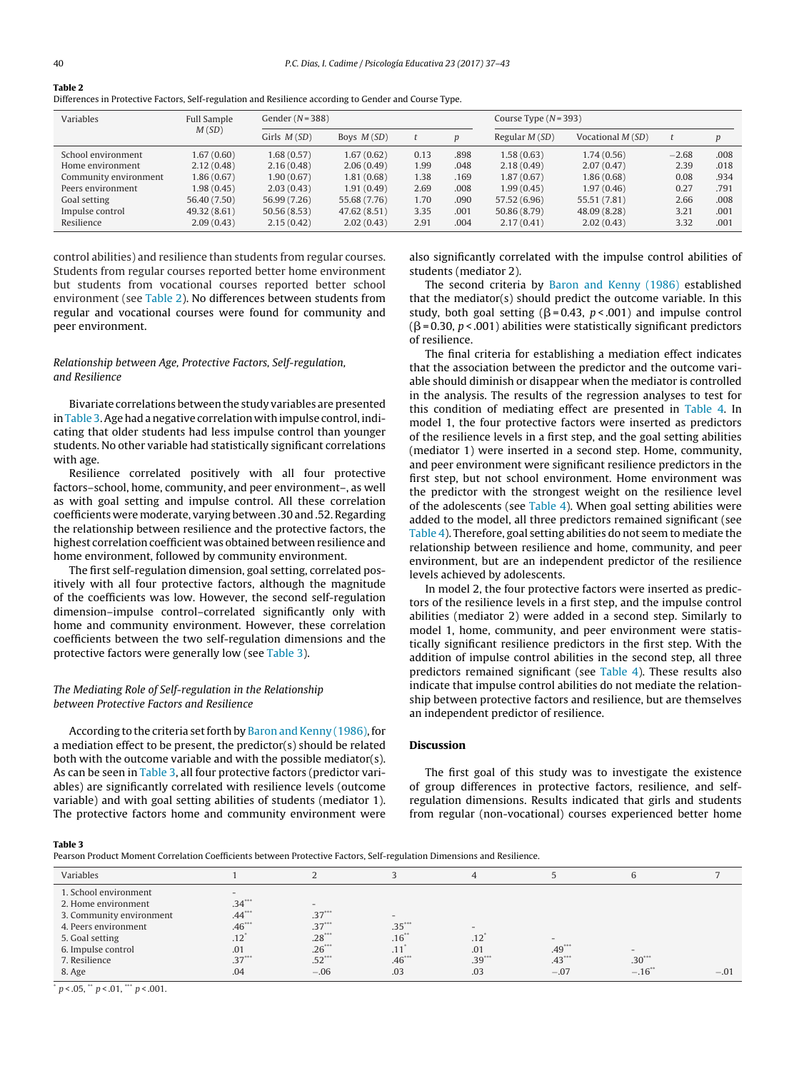**Table 2**
Differences in Protective Factors, Self-regulation and Resilience according to Gender and Course Type.

| Variables | Full Sample $M$ ($SD$) | Gender ($N$ = 388) | | | | Course Type ($N$ = 393) | | | |
|---|---|---|---|---|---|---|---|---|---|
| | | Girls $M$ ($SD$) | Boys $M$ ($SD$) | $t$ | $p$ | Regular $M$ ($SD$) | Vocational $M$ ($SD$) | $t$ | $p$ |
| School environment | 1.67 (0.60) | 1.68 (0.57) | 1.67 (0.62) | 0.13 | .898 | 1.58 (0.63) | 1.74 (0.56) | −2.68 | .008 |
| Home environment | 2.12 (0.48) | 2.16 (0.48) | 2.06 (0.49) | 1.99 | .048 | 2.18 (0.49) | 2.07 (0.47) | 2.39 | .018 |
| Community environment | 1.86 (0.67) | 1.90 (0.67) | 1.81 (0.68) | 1.38 | .169 | 1.87 (0.67) | 1.86 (0.68) | 0.08 | .934 |
| Peers environment | 1.98 (0.45) | 2.03 (0.43) | 1.91 (0.49) | 2.69 | .008 | 1.99 (0.45) | 1.97 (0.46) | 0.27 | .791 |
| Goal setting | 56.40 (7.50) | 56.99 (7.26) | 55.68 (7.76) | 1.70 | .090 | 57.52 (6.96) | 55.51 (7.81) | 2.66 | .008 |
| Impulse control | 49.32 (8.61) | 50.56 (8.53) | 47.62 (8.51) | 3.35 | .001 | 50.86 (8.79) | 48.09 (8.28) | 3.21 | .001 |
| Resilience | 2.09 (0.43) | 2.15 (0.42) | 2.02 (0.43) | 2.91 | .004 | 2.17 (0.41) | 2.02 (0.43) | 3.32 | .001 |

control abilities) and resilience than students from regular courses. Students from regular courses reported better home environment but students from vocational courses reported better school environment (see Table 2). No differences between students from regular and vocational courses were found for community and peer environment.

### *Relationship between Age, Protective Factors, Self-regulation, and Resilience*

Bivariate correlations between the study variables are presented in Table 3. Age had a negative correlation with impulse control, indicating that older students had less impulse control than younger students. No other variable had statistically significant correlations with age.

Resilience correlated positively with all four protective factors–school, home, community, and peer environment–, as well as with goal setting and impulse control. All these correlation coefficients were moderate, varying between .30 and .52. Regarding the relationship between resilience and the protective factors, the highest correlation coefficient was obtained between resilience and home environment, followed by community environment.

The first self-regulation dimension, goal setting, correlated positively with all four protective factors, although the magnitude of the coefficients was low. However, the second self-regulation dimension–impulse control–correlated significantly only with home and community environment. However, these correlation coefficients between the two self-regulation dimensions and the protective factors were generally low (see Table 3).

### *The Mediating Role of Self-regulation in the Relationship between Protective Factors and Resilience*

According to the criteria set forth by Baron and Kenny (1986), for a mediation effect to be present, the predictor(s) should be related both with the outcome variable and with the possible mediator(s). As can be seen in Table 3, all four protective factors (predictor variables) are significantly correlated with resilience levels (outcome variable) and with goal setting abilities of students (mediator 1). The protective factors home and community environment were also significantly correlated with the impulse control abilities of students (mediator 2).

The second criteria by Baron and Kenny (1986) established that the mediator(s) should predict the outcome variable. In this study, both goal setting ($\beta$ = 0.43, $p$ < .001) and impulse control ($\beta$ = 0.30, $p$ < .001) abilities were statistically significant predictors of resilience.

The final criteria for establishing a mediation effect indicates that the association between the predictor and the outcome variable should diminish or disappear when the mediator is controlled in the analysis. The results of the regression analyses to test for this condition of mediating effect are presented in Table 4. In model 1, the four protective factors were inserted as predictors of the resilience levels in a first step, and the goal setting abilities (mediator 1) were inserted in a second step. Home, community, and peer environment were significant resilience predictors in the first step, but not school environment. Home environment was the predictor with the strongest weight on the resilience level of the adolescents (see Table 4). When goal setting abilities were added to the model, all three predictors remained significant (see Table 4). Therefore, goal setting abilities do not seem to mediate the relationship between resilience and home, community, and peer environment, but are an independent predictor of the resilience levels achieved by adolescents.

In model 2, the four protective factors were inserted as predictors of the resilience levels in a first step, and the impulse control abilities (mediator 2) were added in a second step. Similarly to model 1, home, community, and peer environment were statistically significant resilience predictors in the first step. With the addition of impulse control abilities in the second step, all three predictors remained significant (see Table 4). These results also indicate that impulse control abilities do not mediate the relationship between protective factors and resilience, but are themselves an independent predictor of resilience.

## Discussion

The first goal of this study was to investigate the existence of group differences in protective factors, resilience, and self-regulation dimensions. Results indicated that girls and students from regular (non-vocational) courses experienced better home

**Table 3**
Pearson Product Moment Correlation Coefficients between Protective Factors, Self-regulation Dimensions and Resilience.

| Variables | 1 | 2 | 3 | 4 | 5 | 6 | 7 |
|---|---|---|---|---|---|---|---|
| 1. School environment | - | | | | | | |
| 2. Home environment | .34*** | - | | | | | |
| 3. Community environment | .44*** | .37*** | - | | | | |
| 4. Peers environment | .46*** | .37*** | .35*** | - | | | |
| 5. Goal setting | .12* | .28*** | .16** | .12* | - | | |
| 6. Impulse control | .01 | .26*** | .11* | .01 | .49*** | - | |
| 7. Resilience | .37*** | .52*** | .46*** | .39*** | .43*** | .30*** | |
| 8. Age | .04 | −.06 | .03 | .03 | −.07 | −.16** | −.01 |

* $p$ < .05, ** $p$ < .01, *** $p$ < .001.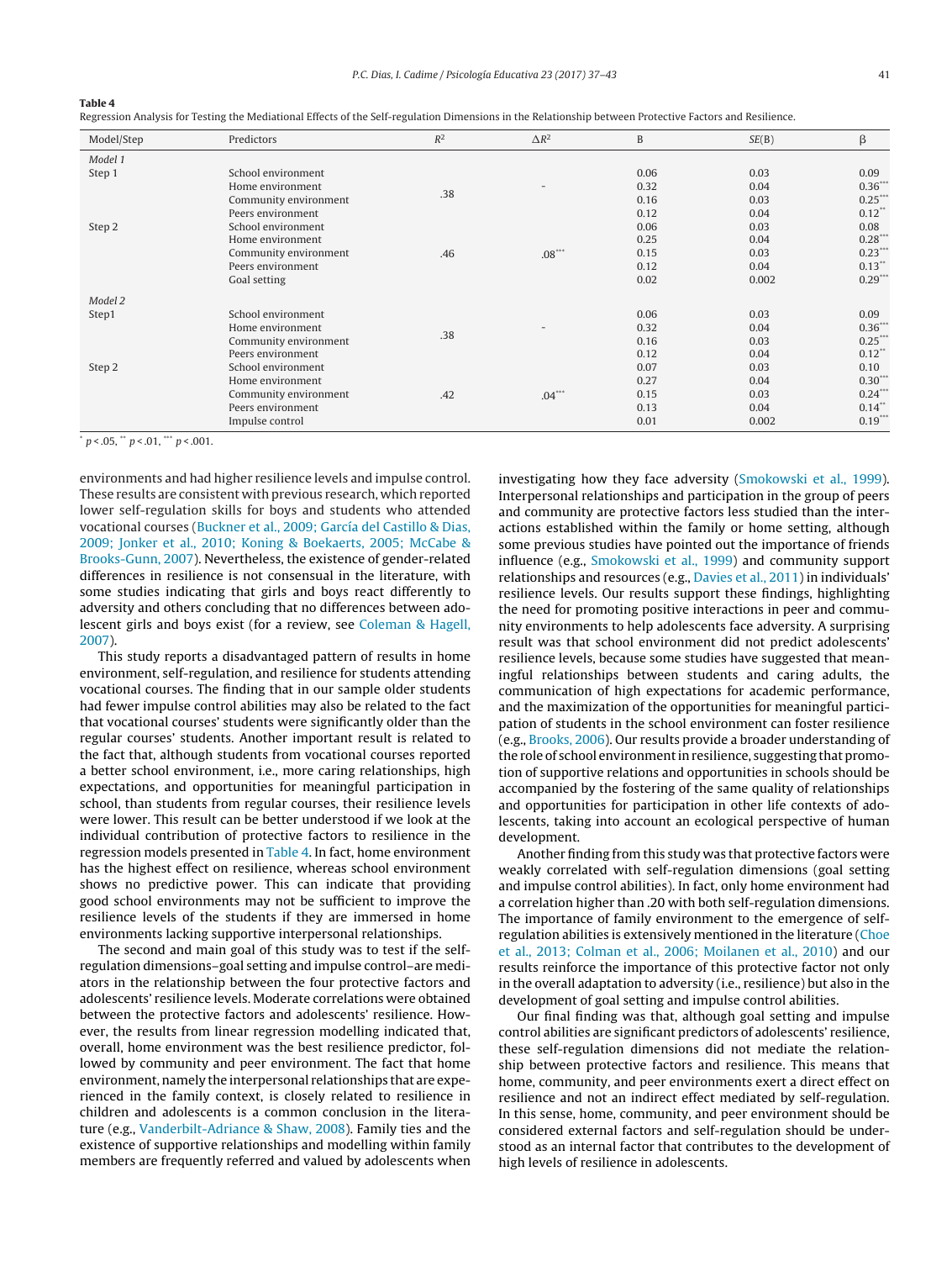**Table 4**
Regression Analysis for Testing the Mediational Effects of the Self-regulation Dimensions in the Relationship between Protective Factors and Resilience.

| Model/Step | Predictors | $R^2$ | $\Delta R^2$ | B | SE(B) | β |
|---|---|---|---|---|---|---|
| *Model 1* | | | | | | |
| Step 1 | School environment | .38 | - | 0.06 | 0.03 | 0.09 |
| | Home environment | | | 0.32 | 0.04 | 0.36*** |
| | Community environment | | | 0.16 | 0.03 | 0.25*** |
| | Peers environment | | | 0.12 | 0.04 | 0.12** |
| Step 2 | School environment | .46 | .08*** | 0.06 | 0.03 | 0.08 |
| | Home environment | | | 0.25 | 0.04 | 0.28*** |
| | Community environment | | | 0.15 | 0.03 | 0.23*** |
| | Peers environment | | | 0.12 | 0.04 | 0.13** |
| | Goal setting | | | 0.02 | 0.002 | 0.29*** |
| *Model 2* | | | | | | |
| Step1 | School environment | .38 | - | 0.06 | 0.03 | 0.09 |
| | Home environment | | | 0.32 | 0.04 | 0.36*** |
| | Community environment | | | 0.16 | 0.03 | 0.25*** |
| | Peers environment | | | 0.12 | 0.04 | 0.12** |
| Step 2 | School environment | .42 | .04*** | 0.07 | 0.03 | 0.10 |
| | Home environment | | | 0.27 | 0.04 | 0.30*** |
| | Community environment | | | 0.15 | 0.03 | 0.24*** |
| | Peers environment | | | 0.13 | 0.04 | 0.14** |
| | Impulse control | | | 0.01 | 0.002 | 0.19*** |

* $p < .05$, ** $p < .01$, *** $p < .001$.

environments and had higher resilience levels and impulse control. These results are consistent with previous research, which reported lower self-regulation skills for boys and students who attended vocational courses (Buckner et al., 2009; García del Castillo & Dias, 2009; Jonker et al., 2010; Koning & Boekaerts, 2005; McCabe & Brooks-Gunn, 2007). Nevertheless, the existence of gender-related differences in resilience is not consensual in the literature, with some studies indicating that girls and boys react differently to adversity and others concluding that no differences between adolescent girls and boys exist (for a review, see Coleman & Hagell, 2007).

This study reports a disadvantaged pattern of results in home environment, self-regulation, and resilience for students attending vocational courses. The finding that in our sample older students had fewer impulse control abilities may also be related to the fact that vocational courses' students were significantly older than the regular courses' students. Another important result is related to the fact that, although students from vocational courses reported a better school environment, i.e., more caring relationships, high expectations, and opportunities for meaningful participation in school, than students from regular courses, their resilience levels were lower. This result can be better understood if we look at the individual contribution of protective factors to resilience in the regression models presented in Table 4. In fact, home environment has the highest effect on resilience, whereas school environment shows no predictive power. This can indicate that providing good school environments may not be sufficient to improve the resilience levels of the students if they are immersed in home environments lacking supportive interpersonal relationships.

The second and main goal of this study was to test if the self-regulation dimensions–goal setting and impulse control–are mediators in the relationship between the four protective factors and adolescents' resilience levels. Moderate correlations were obtained between the protective factors and adolescents' resilience. However, the results from linear regression modelling indicated that, overall, home environment was the best resilience predictor, followed by community and peer environment. The fact that home environment, namely the interpersonal relationships that are experienced in the family context, is closely related to resilience in children and adolescents is a common conclusion in the literature (e.g., Vanderbilt-Adriance & Shaw, 2008). Family ties and the existence of supportive relationships and modelling within family members are frequently referred and valued by adolescents when investigating how they face adversity (Smokowski et al., 1999). Interpersonal relationships and participation in the group of peers and community are protective factors less studied than the interactions established within the family or home setting, although some previous studies have pointed out the importance of friends influence (e.g., Smokowski et al., 1999) and community support relationships and resources (e.g., Davies et al., 2011) in individuals' resilience levels. Our results support these findings, highlighting the need for promoting positive interactions in peer and community environments to help adolescents face adversity. A surprising result was that school environment did not predict adolescents' resilience levels, because some studies have suggested that meaningful relationships between students and caring adults, the communication of high expectations for academic performance, and the maximization of the opportunities for meaningful participation of students in the school environment can foster resilience (e.g., Brooks, 2006). Our results provide a broader understanding of the role of school environment in resilience, suggesting that promotion of supportive relations and opportunities in schools should be accompanied by the fostering of the same quality of relationships and opportunities for participation in other life contexts of adolescents, taking into account an ecological perspective of human development.

Another finding from this study was that protective factors were weakly correlated with self-regulation dimensions (goal setting and impulse control abilities). In fact, only home environment had a correlation higher than .20 with both self-regulation dimensions. The importance of family environment to the emergence of self-regulation abilities is extensively mentioned in the literature (Choe et al., 2013; Colman et al., 2006; Moilanen et al., 2010) and our results reinforce the importance of this protective factor not only in the overall adaptation to adversity (i.e., resilience) but also in the development of goal setting and impulse control abilities.

Our final finding was that, although goal setting and impulse control abilities are significant predictors of adolescents' resilience, these self-regulation dimensions did not mediate the relationship between protective factors and resilience. This means that home, community, and peer environments exert a direct effect on resilience and not an indirect effect mediated by self-regulation. In this sense, home, community, and peer environment should be considered external factors and self-regulation should be understood as an internal factor that contributes to the development of high levels of resilience in adolescents.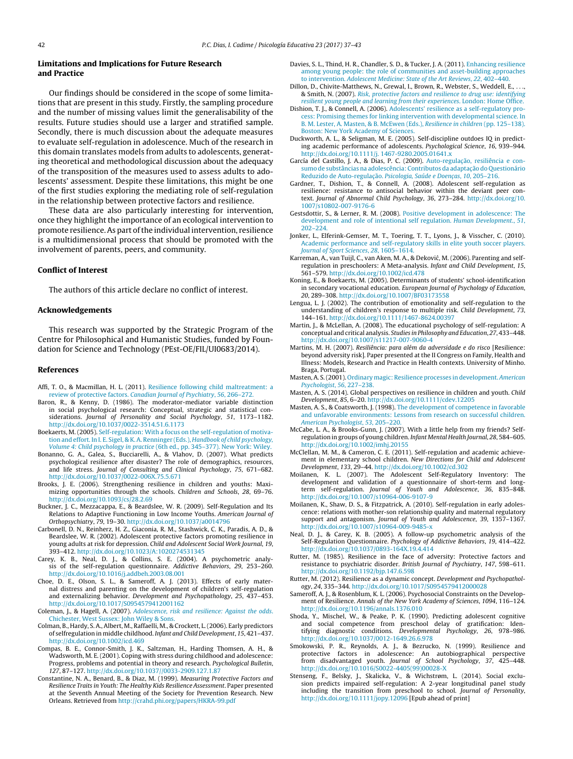## Limitations and Implications for Future Research and Practice

Our findings should be considered in the scope of some limitations that are present in this study. Firstly, the sampling procedure and the number of missing values limit the generalisability of the results. Future studies should use a larger and stratified sample. Secondly, there is much discussion about the adequate measures to evaluate self-regulation in adolescence. Much of the research in this domain translates models from adults to adolescents, generating theoretical and methodological discussion about the adequacy of the transposition of the measures used to assess adults to adolescents' assessment. Despite these limitations, this might be one of the first studies exploring the mediating role of self-regulation in the relationship between protective factors and resilience.

These data are also particularly interesting for intervention, once they highlight the importance of an ecological intervention to promote resilience. As part of the individual intervention, resilience is a multidimensional process that should be promoted with the involvement of parents, peers, and community.

## Conflict of Interest

The authors of this article declare no conflict of interest.

## Acknowledgements

This research was supported by the Strategic Program of the Centre for Philosophical and Humanistic Studies, funded by Foundation for Science and Technology (PEst-OE/FIL/UI0683/2014).

## References

Affi, T. O., & Macmillan, H. L. (2011). Resilience following child maltreatment: a review of protective factors. *Canadian Journal of Psychiatry*, *56*, 266–272.

Baron, R., & Kenny, D. (1986). The moderator-mediator variable distinction in social psychological research: Conceptual, strategic and statistical considerations. *Journal of Personality and Social Psychology*, *51*, 1173–1182. http://dx.doi.org/10.1037/0022-3514.51.6.1173

Boekaerts, M. (2005). Self-regulation: With a focus on the self-regulation of motivation and effort. In I. E. Sigel, & K. A. Renninger (Eds.), *Handbook of child psychology, Volume 4: Child psychology in practice* (6th ed., pp. 345–377). New York: Wiley.

Bonanno, G. A., Galea, S., Bucciarelli, A., & Vlahov, D. (2007). What predicts psychological resilience after disaster? The role of demographics, resources, and life stress. *Journal of Consulting and Clinical Psychology*, *75*, 671–682. http://dx.doi.org/10.1037/0022-006X.75.5.671

Brooks, J. E. (2006). Strengthening resilience in children and youths: Maximizing opportunities through the schools. *Children and Schools*, *28*, 69–76. http://dx.doi.org/10.1093/cs/28.2.69

Buckner, J. C., Mezzacappa, E., & Beardslee, W. R. (2009). Self-Regulation and Its Relations to Adaptive Functioning in Low Income Youths. *American Journal of Orthopsychiatry*, *79*, 19–30. http://dx.doi.org/10.1037/a0014796

Carbonell, D. N., Reinherz, H. Z., Giaconia, R. M., Stashwick, C. K., Paradis, A. D., & Beardslee, W. R. (2002). Adolescent protective factors promoting resilience in young adults at risk for depression. *Child and Adolescent Social Work Journal*, *19*, 393–412. http://dx.doi.org/10.1023/A:1020274531345

Carey, K. B., Neal, D. J., & Collins, S. E. (2004). A psychometric analysis of the self-regulation questionnaire. *Addictive Behaviors*, *29*, 253–260. http://dx.doi.org/10.1016/j.addbeh.2003.08.001

Choe, D. E., Olson, S. L., & Sameroff, A. J. (2013). Effects of early maternal distress and parenting on the development of children's self-regulation and externalizing behavior. *Development and Psychopathology*, *25*, 437–453. http://dx.doi.org/10.1017/S0954579412001162

Coleman, J., & Hagell, A. (2007). *Adolescence, risk and resilience: Against the odds*. Chichester, West Sussex: John Wiley & Sons.

Colman, B., Hardy, S. A., Albert, M., Raffaelli, M., & Crockett, L. (2006). Early predictors of selfregulation in middle childhood. *Infant and Child Development*, *15*, 421–437. http://dx.doi.org/10.1002/icd.469

Compas, B. E., Connor-Smith, J. K., Saltzman, H., Harding Thomsen, A. H., & Wadsworth, M. E. (2001). Coping with stress during childhood and adolescence: Progress, problems and potential in theory and research. *Psychological Bulletin*, *127*, 87–127. http://dx.doi.org/10.1037//0033-2909.127.1.87

Constantine, N. A., Benard, B., & Diaz, M. (1999). *Measuring Protective Factors and Resilience Traits in Youth: The Healthy Kids Resilience Assessment*. Paper presented at the Seventh Annual Meeting of the Society for Prevention Research. New Orleans. Retrieved from http://crahd.phi.org/papers/HKRA-99.pdf

Davies, S. L., Thind, H. R., Chandler, S. D., & Tucker, J. A. (2011). Enhancing resilience among young people: the role of communities and asset-building approaches to intervention. *Adolescent Medicine: State of the Art Reviews*, *22*, 402–440.

Dillon, D., Chivite-Matthews, N., Grewal, I., Brown, R., Webster, S., Weddell, E., . . ., & Smith, N. (2007). *Risk, protective factors and resilience to drug use: identifying resilient young people and learning from their experiences*. London: Home Office.

Dishion, T. J., & Connell, A. (2006). Adolescents' resilience as a self-regulatory process: Promising themes for linking intervention with developmental science. In B. M. Lester, A. Masten, & B. McEwen (Eds.), *Resilience in children* (pp. 125–138). Boston: New York Academy of Sciences.

Duckworth, A. L., & Seligman, M. E. (2005). Self-discipline outdoes IQ in predicting academic performance of adolescents. *Psychological Science*, *16*, 939–944. http://dx.doi.org/10.1111/j. 1467-9280.2005.01641.x

García del Castillo, J. A., & Dias, P. C. (2009). Auto-regulação, resiliência e consumo de substâncias na adolescência: Contributos da adaptação do Questionário Reduzido de Auto-regulação. *Psicologia, Saúde e Doenças*, *10*, 205–216.

Gardner, T., Dishion, T., & Connell, A. (2008). Adolescent self-regulation as resilience: resistance to antisocial behavior within the deviant peer context. *Journal of Abnormal Child Psychology*, *36*, 273–284. http://dx.doi.org/10.1007/s10802-007-9176-6

Gestsdottir, S., & Lerner, R. M. (2008). Positive development in adolescence: The development and role of intentional self regulation. *Human Development.*, *51*, 202–224.

Jonker, L., Elferink-Gemser, M. T., Toering, T. T., Lyons, J., & Visscher, C. (2010). Academic performance and self-regulatory skills in elite youth soccer players. *Journal of Sport Sciences*, *28*, 1605–1614.

Karreman, A., van Tuijl, C., van Aken, M. A., & Deković, M. (2006). Parenting and self-regulation in preschoolers: A Meta-analysis. *Infant and Child Development*, *15*, 561–579. http://dx.doi.org/10.1002/icd.478

Koning, E., & Boekaerts, M. (2005). Determinants of students' school-identification in secondary vocational education. *European Journal of Psychology of Education*, *20*, 289–308. http://dx.doi.org/10.1007/BF03173558

Lengua, L. J. (2002). The contribution of emotionality and self-regulation to the understanding of children's response to multiple risk. *Child Development*, *73*, 144–161. http://dx.doi.org/10.1111/1467-8624.00397

Martin, J., & McLellan, A. (2008). The educational psychology of self-regulation: A conceptual and critical analysis. *Studies in Philosophy and Education*, *27*, 433–448. http://dx.doi.org/10.1007/s11217-007-9060-4

Martins, M. H. (2007). *Resiliência: para além da adversidade e do risco* [Resilience: beyond adversity risk]. Paper presented at the II Congress on Family, Health and Illness: Models, Research and Practice in Health contexts. University of Minho. Braga, Portugal.

Masten, A. S. (2001). Ordinary magic: Resilience processes in development. *American Psychologist*, *56*, 227–238.

Masten, A. S. (2014). Global perspectives on resilience in children and youth. *Child Development*, *85*, 6–20. http://dx.doi.org/10.1111/cdev.12205

Masten, A. S., & Coatsworth, J. (1998). The development of competence in favorable and unfavorable environments: Lessons from research on successful children. *American Psychologist*, *53*, 205–220.

McCabe, L. A., & Brooks-Gunn, J. (2007). With a little help from my friends? Self-regulation in groups of young children. *Infant Mental Health Journal*, *28*, 584–605. http://dx.doi.org/10.1002/imhj.20155

McClellan, M. M., & Cameron, C. E. (2011). Self-regulation and academic achievement in elementary school children. *New Directions for Child and Adolescent Development*, *133*, 29–44. http://dx.doi.org/10.1002/cd.302

Moilanen, K. L. (2007). The Adolescent Self-Regulatory Inventory: The development and validation of a questionnaire of short-term and long-term self-regulation. *Journal of Youth and Adolescence*, *36*, 835–848. http://dx.doi.org/10.1007/s10964-006-9107-9

Moilanen, K., Shaw, D. S., & Fitzpatrick, A. (2010). Self-regulation in early adolescence: relations with mother-son relationship quality and maternal regulatory support and antagonism. *Journal of Youth and Adolescence*, *39*, 1357–1367. http://dx.doi.org/10.1007/s10964-009-9485-x

Neal, D. J., & Carey, K. B. (2005). A follow-up psychometric analysis of the Self-Regulation Questionnaire. *Psychology of Addictive Behaviors*, *19*, 414–422. http://dx.doi.org/10.1037/0893-164X.19.4.414

Rutter, M. (1985). Resilience in the face of adversity: Protective factors and resistance to psychiatric disorder. *British Journal of Psychiatry*, *147*, 598–611. http://dx.doi.org/10.1192/bjp.147.6.598

Rutter, M. (2012). Resilience as a dynamic concept. *Development and Psychopathology*, *24*, 335–344. http://dx.doi.org/10.1017/S0954579412000028

Sameroff, A. J., & Rosenblum, K. L. (2006). Psychosocial Constraints on the Development of Resilience. *Annals of the New York Academy of Sciences*, *1094*, 116–124. http://dx.doi.org/10.1196/annals.1376.010

Shoda, Y., Mischel, W., & Peake, P. K. (1990). Predicting adolescent cognitive and social competence from preschool delay of gratification: Identifying diagnostic conditions. *Developmental Psychology*, *26*, 978–986. http://dx.doi.org/10.1037/0012-1649.26.6.978

Smokowski, P. R., Reynolds, A. J., & Bezrucko, N. (1999). Resilience and protective factors in adolescence: An autobiographical perspective from disadvantaged youth. *Journal of School Psychology*, *37*, 425–448. http://dx.doi.org/10.1016/S0022-4405(99)00028-X

Stenseng, F., Belsky, J., Skalicka, V., & Wichstrøm, L. (2014). Social exclusion predicts impaired self-regulation: A 2-year longitudinal panel study including the transition from preschool to school. *Journal of Personality*, http://dx.doi.org/10.1111/jopy.12096 [Epub ahead of print]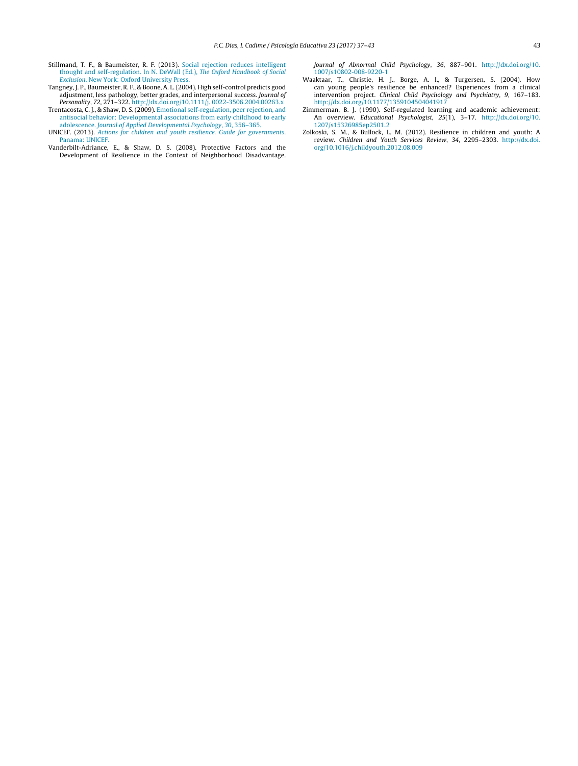Stillmand, T. F., & Baumeister, R. F. (2013). Social rejection reduces intelligent thought and self-regulation. In N. DeWall (Ed.), *The Oxford Handbook of Social Exclusion*. New York: Oxford University Press.

Tangney, J. P., Baumeister, R. F., & Boone, A. L. (2004). High self-control predicts good adjustment, less pathology, better grades, and interpersonal success. *Journal of Personality*, *72*, 271–322. http://dx.doi.org/10.1111/j. 0022-3506.2004.00263.x

Trentacosta, C. J., & Shaw, D. S. (2009). Emotional self-regulation, peer rejection, and antisocial behavior: Developmental associations from early childhood to early adolescence. *Journal of Applied Developmental Psychology*, *30*, 356–365.

UNICEF. (2013). *Actions for children and youth resilience. Guide for governments*. Panama: UNICEF.

Vanderbilt-Adriance, E., & Shaw, D. S. (2008). Protective Factors and the Development of Resilience in the Context of Neighborhood Disadvantage. *Journal of Abnormal Child Psychology*, *36*, 887–901. http://dx.doi.org/10.1007/s10802-008-9220-1

Waaktaar, T., Christie, H. J., Borge, A. I., & Turgersen, S. (2004). How can young people's resilience be enhanced? Experiences from a clinical intervention project. *Clinical Child Psychology and Psychiatry*, *9*, 167–183. http://dx.doi.org/10.1177/1359104504041917

Zimmerman, B. J. (1990). Self-regulated learning and academic achievement: An overview. *Educational Psychologist*, *25*(1), 3–17. http://dx.doi.org/10.1207/s15326985ep2501_2

Zolkoski, S. M., & Bullock, L. M. (2012). Resilience in children and youth: A review. *Children and Youth Services Review*, *34*, 2295–2303. http://dx.doi.org/10.1016/j.childyouth.2012.08.009